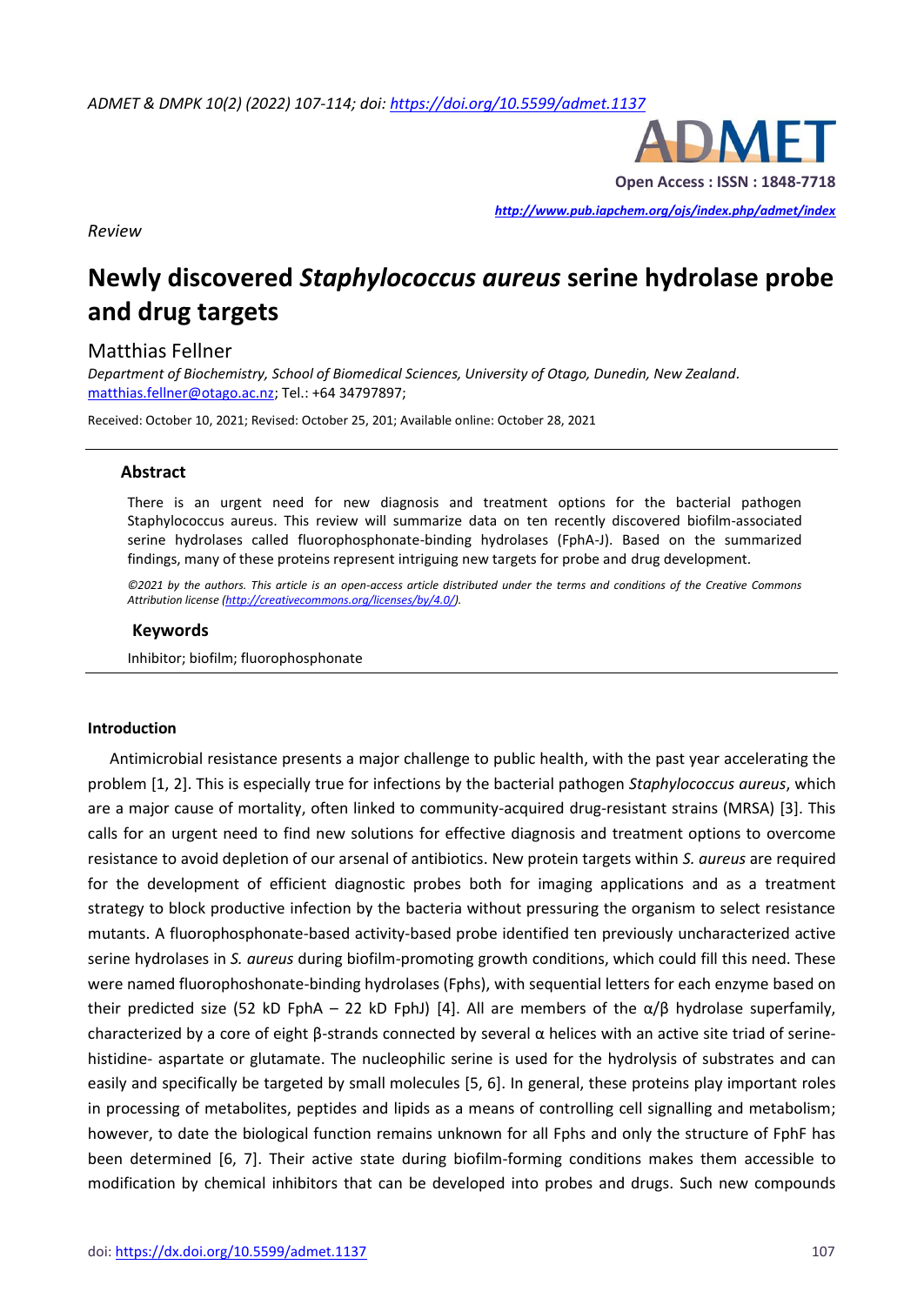*Review*

# Newly discovered *Staphylococcus aureus* serine hydrolase probe and drug targets

Matthias Fellner

*Department of Biochemistry, School of Biomedical Sciences, University of Otago, Dunedin, New Zealand.* matthias.fellner@otago.ac.nz; Tel.: +64 34797897;

Received: October 10, 2021; Revised: October 25, 201; Available online: October 28, 2021

## Abstract

There is an urgent need for new diagnosis and treatment options for the bacterial pathogen Staphylococcus aureus. This review will summarize data on ten recently discovered biofilm-associated serine hydrolases called fluorophosphonate-binding hydrolases (FphA-J). Based on the summarized findings, many of these proteins represent intriguing new targets for probe and drug development.

*©2021 by the authors. This article is an open-access article distributed under the terms and conditions of the Creative Commons Attribution license (http://creativecommons.org/licenses/by/4.0/).*

## Keywords

Inhibitor; biofilm; fluorophosphonate

## Introduction

Antimicrobial resistance presents a major challenge to public health, with the past year accelerating the problem [1, 2]. This is especially true for infections by the bacterial pathogen *Staphylococcus aureus*, which are a major cause of mortality, often linked to community-acquired drug-resistant strains (MRSA) [3]. This calls for an urgent need to find new solutions for effective diagnosis and treatment options to overcome resistance to avoid depletion of our arsenal of antibiotics. New protein targets within *S. aureus* are required for the development of efficient diagnostic probes both for imaging applications and as a treatment strategy to block productive infection by the bacteria without pressuring the organism to select resistance mutants. A fluorophosphonate-based activity-based probe identified ten previously uncharacterized active serine hydrolases in *S. aureus* during biofilm-promoting growth conditions, which could fill this need. These were named fluorophoshonate-binding hydrolases (Fphs), with sequential letters for each enzyme based on their predicted size (52 kD FphA – 22 kD FphJ) [4]. All are members of the α/β hydrolase superfamily, characterized by a core of eight β-strands connected by several α helices with an active site triad of serine-histidine- aspartate or glutamate. The nucleophilic serine is used for the hydrolysis of substrates and can easily and specifically be targeted by small molecules [5, 6]. In general, these proteins play important roles in processing of metabolites, peptides and lipids as a means of controlling cell signalling and metabolism; however, to date the biological function remains unknown for all Fphs and only the structure of FphF has been determined [6, 7]. Their active state during biofilm-forming conditions makes them accessible to modification by chemical inhibitors that can be developed into probes and drugs. Such new compounds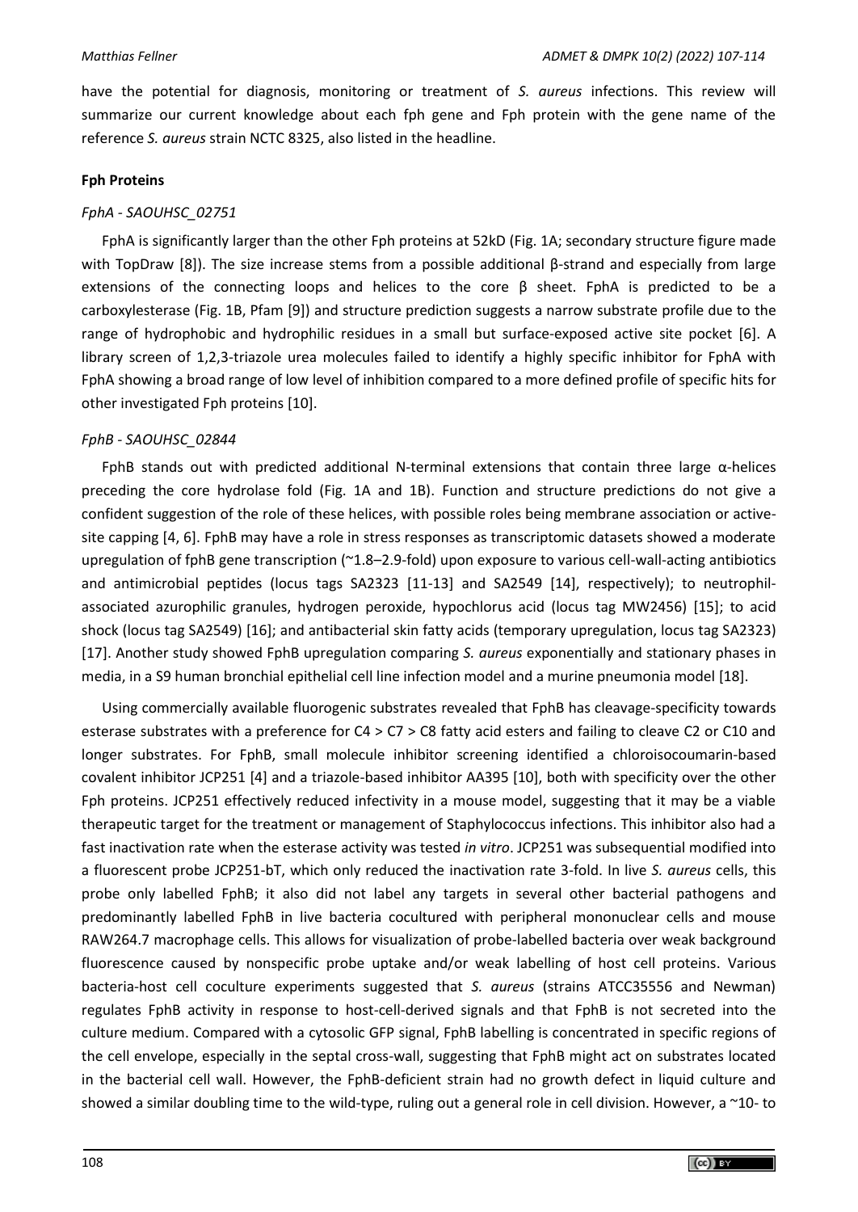have the potential for diagnosis, monitoring or treatment of *S. aureus* infections. This review will summarize our current knowledge about each fph gene and Fph protein with the gene name of the reference *S. aureus* strain NCTC 8325, also listed in the headline.

**Fph Proteins**

*FphA - SAOUHSC_02751*

FphA is significantly larger than the other Fph proteins at 52kD (Fig. 1A; secondary structure figure made with TopDraw [8]). The size increase stems from a possible additional β-strand and especially from large extensions of the connecting loops and helices to the core β sheet. FphA is predicted to be a carboxylesterase (Fig. 1B, Pfam [9]) and structure prediction suggests a narrow substrate profile due to the range of hydrophobic and hydrophilic residues in a small but surface-exposed active site pocket [6]. A library screen of 1,2,3-triazole urea molecules failed to identify a highly specific inhibitor for FphA with FphA showing a broad range of low level of inhibition compared to a more defined profile of specific hits for other investigated Fph proteins [10].

*FphB - SAOUHSC_02844*

FphB stands out with predicted additional N-terminal extensions that contain three large α-helices preceding the core hydrolase fold (Fig. 1A and 1B). Function and structure predictions do not give a confident suggestion of the role of these helices, with possible roles being membrane association or active-site capping [4, 6]. FphB may have a role in stress responses as transcriptomic datasets showed a moderate upregulation of fphB gene transcription (~1.8–2.9-fold) upon exposure to various cell-wall-acting antibiotics and antimicrobial peptides (locus tags SA2323 [11-13] and SA2549 [14], respectively); to neutrophil-associated azurophilic granules, hydrogen peroxide, hypochlorus acid (locus tag MW2456) [15]; to acid shock (locus tag SA2549) [16]; and antibacterial skin fatty acids (temporary upregulation, locus tag SA2323) [17]. Another study showed FphB upregulation comparing *S. aureus* exponentially and stationary phases in media, in a S9 human bronchial epithelial cell line infection model and a murine pneumonia model [18].

Using commercially available fluorogenic substrates revealed that FphB has cleavage-specificity towards esterase substrates with a preference for C4 > C7 > C8 fatty acid esters and failing to cleave C2 or C10 and longer substrates. For FphB, small molecule inhibitor screening identified a chloroisocoumarin-based covalent inhibitor JCP251 [4] and a triazole-based inhibitor AA395 [10], both with specificity over the other Fph proteins. JCP251 effectively reduced infectivity in a mouse model, suggesting that it may be a viable therapeutic target for the treatment or management of Staphylococcus infections. This inhibitor also had a fast inactivation rate when the esterase activity was tested *in vitro*. JCP251 was subsequential modified into a fluorescent probe JCP251-bT, which only reduced the inactivation rate 3-fold. In live *S. aureus* cells, this probe only labelled FphB; it also did not label any targets in several other bacterial pathogens and predominantly labelled FphB in live bacteria cocultured with peripheral mononuclear cells and mouse RAW264.7 macrophage cells. This allows for visualization of probe-labelled bacteria over weak background fluorescence caused by nonspecific probe uptake and/or weak labelling of host cell proteins. Various bacteria-host cell coculture experiments suggested that *S. aureus* (strains ATCC35556 and Newman) regulates FphB activity in response to host-cell-derived signals and that FphB is not secreted into the culture medium. Compared with a cytosolic GFP signal, FphB labelling is concentrated in specific regions of the cell envelope, especially in the septal cross-wall, suggesting that FphB might act on substrates located in the bacterial cell wall. However, the FphB-deficient strain had no growth defect in liquid culture and showed a similar doubling time to the wild-type, ruling out a general role in cell division. However, a ~10- to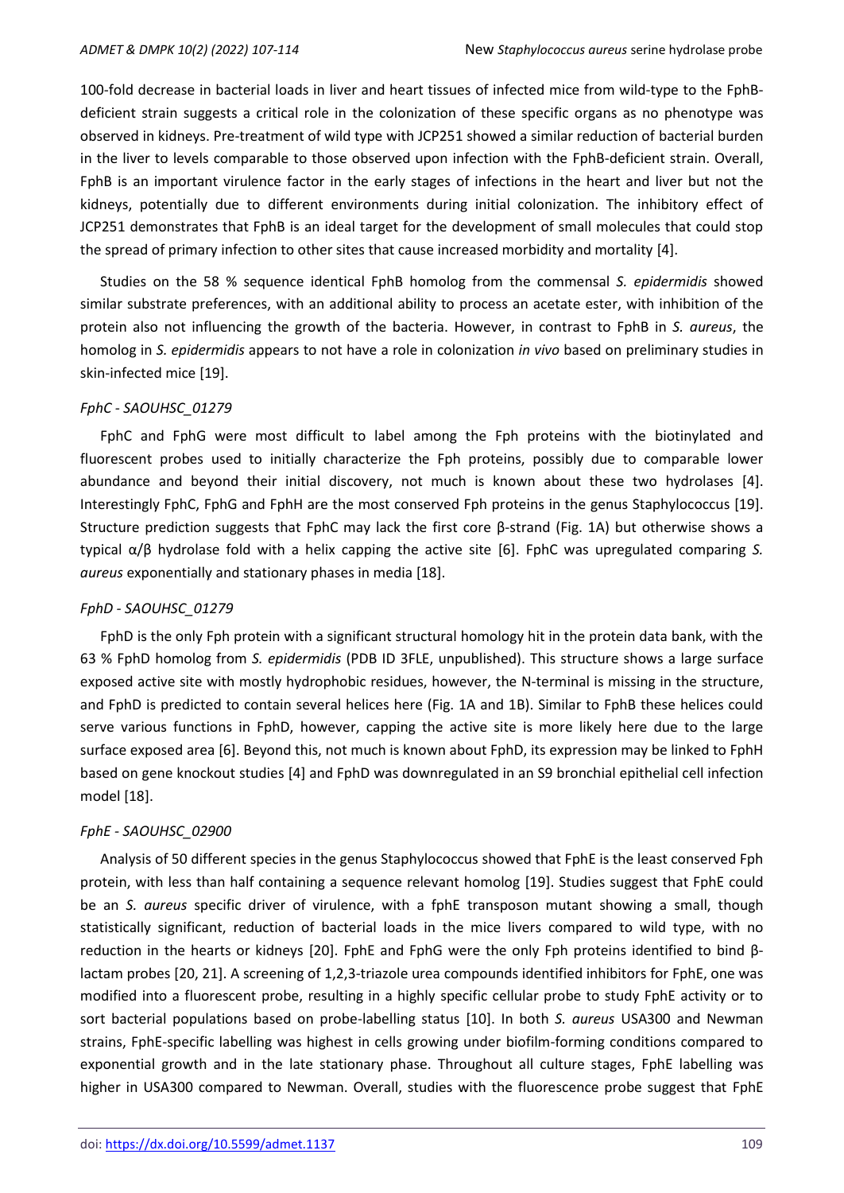100-fold decrease in bacterial loads in liver and heart tissues of infected mice from wild-type to the FphB-deficient strain suggests a critical role in the colonization of these specific organs as no phenotype was observed in kidneys. Pre-treatment of wild type with JCP251 showed a similar reduction of bacterial burden in the liver to levels comparable to those observed upon infection with the FphB-deficient strain. Overall, FphB is an important virulence factor in the early stages of infections in the heart and liver but not the kidneys, potentially due to different environments during initial colonization. The inhibitory effect of JCP251 demonstrates that FphB is an ideal target for the development of small molecules that could stop the spread of primary infection to other sites that cause increased morbidity and mortality [4].

Studies on the 58 % sequence identical FphB homolog from the commensal *S. epidermidis* showed similar substrate preferences, with an additional ability to process an acetate ester, with inhibition of the protein also not influencing the growth of the bacteria. However, in contrast to FphB in *S. aureus*, the homolog in *S. epidermidis* appears to not have a role in colonization *in vivo* based on preliminary studies in skin-infected mice [19].

### *FphC - SAOUHSC_01279*

FphC and FphG were most difficult to label among the Fph proteins with the biotinylated and fluorescent probes used to initially characterize the Fph proteins, possibly due to comparable lower abundance and beyond their initial discovery, not much is known about these two hydrolases [4]. Interestingly FphC, FphG and FphH are the most conserved Fph proteins in the genus Staphylococcus [19]. Structure prediction suggests that FphC may lack the first core β-strand (Fig. 1A) but otherwise shows a typical α/β hydrolase fold with a helix capping the active site [6]. FphC was upregulated comparing *S. aureus* exponentially and stationary phases in media [18].

### *FphD - SAOUHSC_01279*

FphD is the only Fph protein with a significant structural homology hit in the protein data bank, with the 63 % FphD homolog from *S. epidermidis* (PDB ID 3FLE, unpublished). This structure shows a large surface exposed active site with mostly hydrophobic residues, however, the N-terminal is missing in the structure, and FphD is predicted to contain several helices here (Fig. 1A and 1B). Similar to FphB these helices could serve various functions in FphD, however, capping the active site is more likely here due to the large surface exposed area [6]. Beyond this, not much is known about FphD, its expression may be linked to FphH based on gene knockout studies [4] and FphD was downregulated in an S9 bronchial epithelial cell infection model [18].

### *FphE - SAOUHSC_02900*

Analysis of 50 different species in the genus Staphylococcus showed that FphE is the least conserved Fph protein, with less than half containing a sequence relevant homolog [19]. Studies suggest that FphE could be an *S. aureus* specific driver of virulence, with a fphE transposon mutant showing a small, though statistically significant, reduction of bacterial loads in the mice livers compared to wild type, with no reduction in the hearts or kidneys [20]. FphE and FphG were the only Fph proteins identified to bind β-lactam probes [20, 21]. A screening of 1,2,3-triazole urea compounds identified inhibitors for FphE, one was modified into a fluorescent probe, resulting in a highly specific cellular probe to study FphE activity or to sort bacterial populations based on probe-labelling status [10]. In both *S. aureus* USA300 and Newman strains, FphE-specific labelling was highest in cells growing under biofilm-forming conditions compared to exponential growth and in the late stationary phase. Throughout all culture stages, FphE labelling was higher in USA300 compared to Newman. Overall, studies with the fluorescence probe suggest that FphE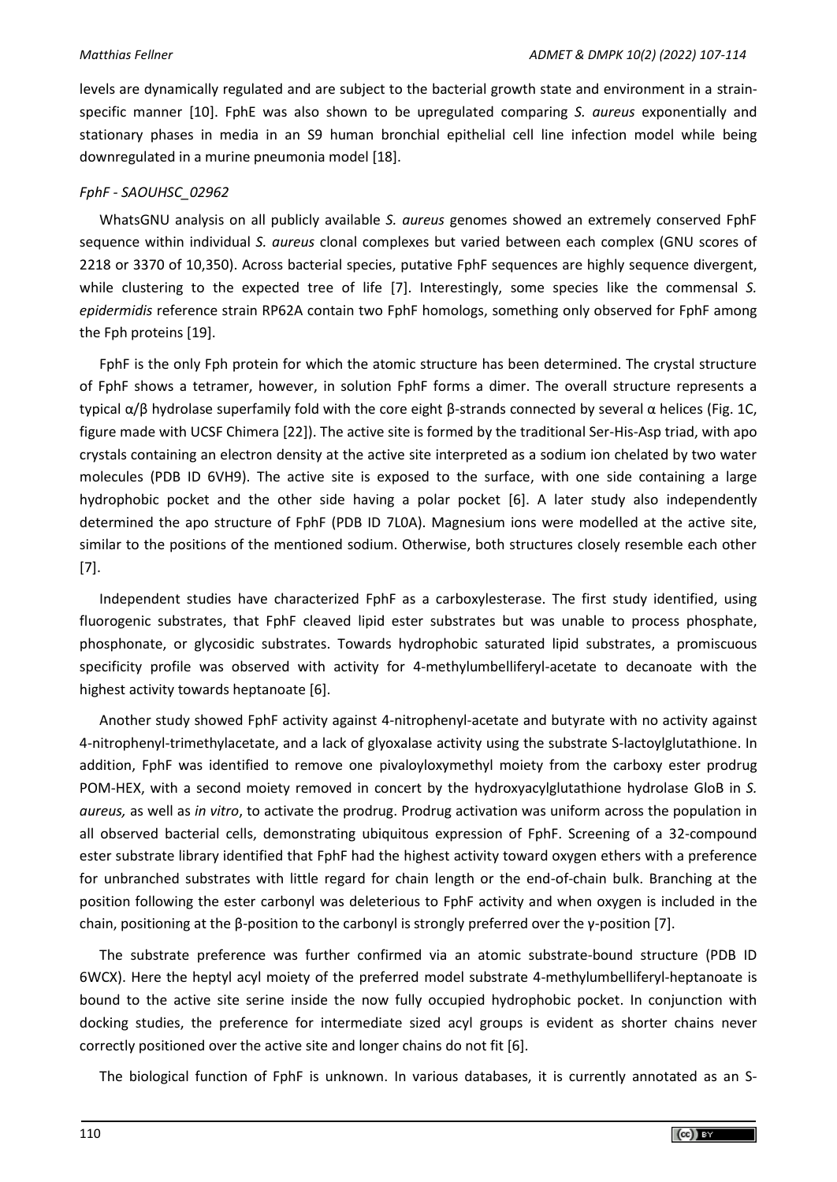levels are dynamically regulated and are subject to the bacterial growth state and environment in a strain-specific manner [10]. FphE was also shown to be upregulated comparing *S. aureus* exponentially and stationary phases in media in an S9 human bronchial epithelial cell line infection model while being downregulated in a murine pneumonia model [18].

### *FphF - SAOUHSC_02962*

WhatsGNU analysis on all publicly available *S. aureus* genomes showed an extremely conserved FphF sequence within individual *S. aureus* clonal complexes but varied between each complex (GNU scores of 2218 or 3370 of 10,350). Across bacterial species, putative FphF sequences are highly sequence divergent, while clustering to the expected tree of life [7]. Interestingly, some species like the commensal *S. epidermidis* reference strain RP62A contain two FphF homologs, something only observed for FphF among the Fph proteins [19].

FphF is the only Fph protein for which the atomic structure has been determined. The crystal structure of FphF shows a tetramer, however, in solution FphF forms a dimer. The overall structure represents a typical α/β hydrolase superfamily fold with the core eight β-strands connected by several α helices (Fig. 1C, figure made with UCSF Chimera [22]). The active site is formed by the traditional Ser-His-Asp triad, with apo crystals containing an electron density at the active site interpreted as a sodium ion chelated by two water molecules (PDB ID 6VH9). The active site is exposed to the surface, with one side containing a large hydrophobic pocket and the other side having a polar pocket [6]. A later study also independently determined the apo structure of FphF (PDB ID 7L0A). Magnesium ions were modelled at the active site, similar to the positions of the mentioned sodium. Otherwise, both structures closely resemble each other [7].

Independent studies have characterized FphF as a carboxylesterase. The first study identified, using fluorogenic substrates, that FphF cleaved lipid ester substrates but was unable to process phosphate, phosphonate, or glycosidic substrates. Towards hydrophobic saturated lipid substrates, a promiscuous specificity profile was observed with activity for 4-methylumbelliferyl-acetate to decanoate with the highest activity towards heptanoate [6].

Another study showed FphF activity against 4-nitrophenyl-acetate and butyrate with no activity against 4-nitrophenyl-trimethylacetate, and a lack of glyoxalase activity using the substrate S-lactoylglutathione. In addition, FphF was identified to remove one pivaloyloxymethyl moiety from the carboxy ester prodrug POM-HEX, with a second moiety removed in concert by the hydroxyacylglutathione hydrolase GloB in *S. aureus,* as well as *in vitro*, to activate the prodrug. Prodrug activation was uniform across the population in all observed bacterial cells, demonstrating ubiquitous expression of FphF. Screening of a 32-compound ester substrate library identified that FphF had the highest activity toward oxygen ethers with a preference for unbranched substrates with little regard for chain length or the end-of-chain bulk. Branching at the position following the ester carbonyl was deleterious to FphF activity and when oxygen is included in the chain, positioning at the β-position to the carbonyl is strongly preferred over the γ-position [7].

The substrate preference was further confirmed via an atomic substrate-bound structure (PDB ID 6WCX). Here the heptyl acyl moiety of the preferred model substrate 4-methylumbelliferyl-heptanoate is bound to the active site serine inside the now fully occupied hydrophobic pocket. In conjunction with docking studies, the preference for intermediate sized acyl groups is evident as shorter chains never correctly positioned over the active site and longer chains do not fit [6].

The biological function of FphF is unknown. In various databases, it is currently annotated as an S-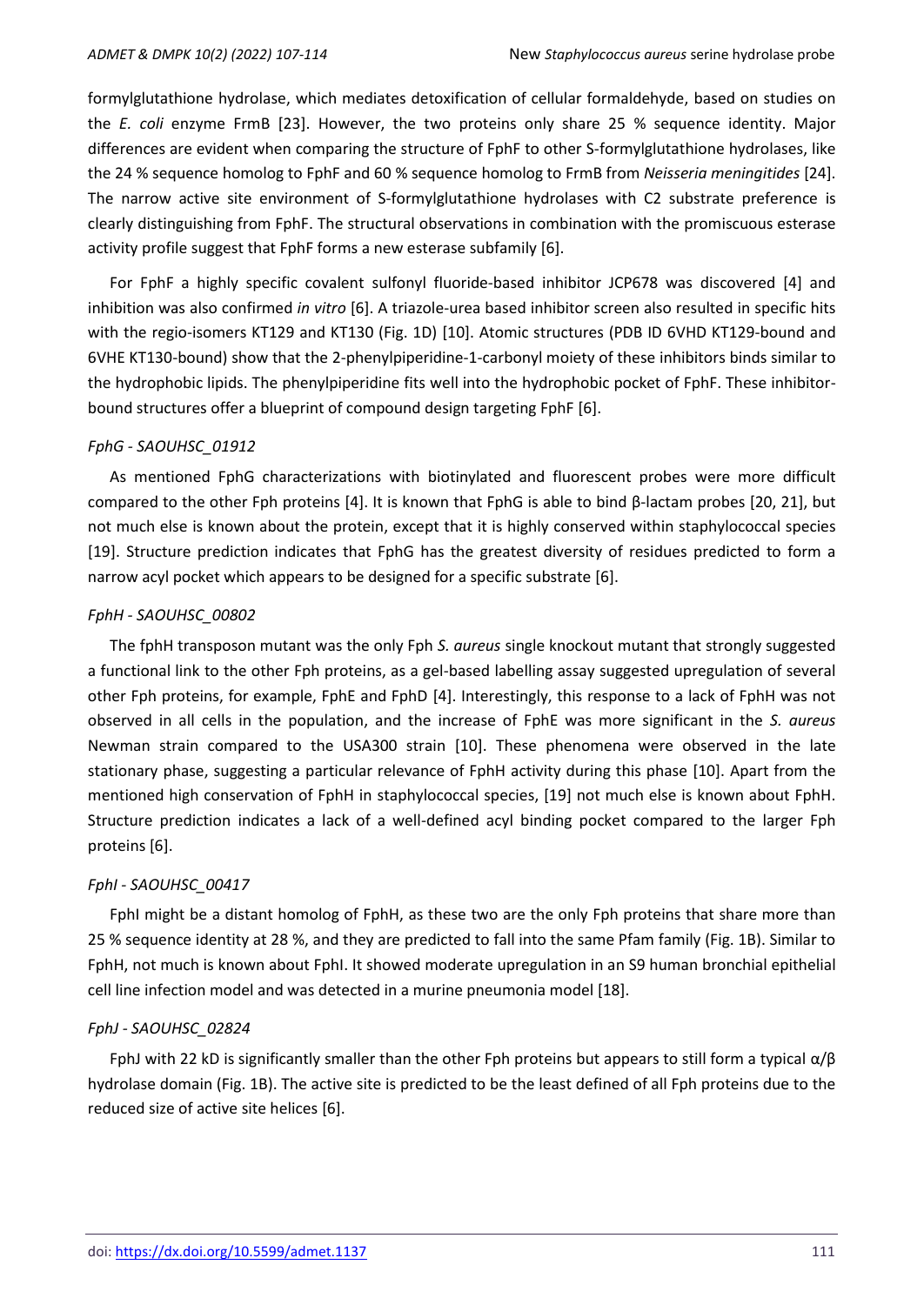formylglutathione hydrolase, which mediates detoxification of cellular formaldehyde, based on studies on the *E. coli* enzyme FrmB [23]. However, the two proteins only share 25 % sequence identity. Major differences are evident when comparing the structure of FphF to other S-formylglutathione hydrolases, like the 24 % sequence homolog to FphF and 60 % sequence homolog to FrmB from *Neisseria meningitides* [24]. The narrow active site environment of S-formylglutathione hydrolases with C2 substrate preference is clearly distinguishing from FphF. The structural observations in combination with the promiscuous esterase activity profile suggest that FphF forms a new esterase subfamily [6].

For FphF a highly specific covalent sulfonyl fluoride-based inhibitor JCP678 was discovered [4] and inhibition was also confirmed *in vitro* [6]. A triazole-urea based inhibitor screen also resulted in specific hits with the regio-isomers KT129 and KT130 (Fig. 1D) [10]. Atomic structures (PDB ID 6VHD KT129-bound and 6VHE KT130-bound) show that the 2-phenylpiperidine-1-carbonyl moiety of these inhibitors binds similar to the hydrophobic lipids. The phenylpiperidine fits well into the hydrophobic pocket of FphF. These inhibitor-bound structures offer a blueprint of compound design targeting FphF [6].

### *FphG - SAOUHSC_01912*

As mentioned FphG characterizations with biotinylated and fluorescent probes were more difficult compared to the other Fph proteins [4]. It is known that FphG is able to bind β-lactam probes [20, 21], but not much else is known about the protein, except that it is highly conserved within staphylococcal species [19]. Structure prediction indicates that FphG has the greatest diversity of residues predicted to form a narrow acyl pocket which appears to be designed for a specific substrate [6].

### *FphH - SAOUHSC_00802*

The fphH transposon mutant was the only Fph *S. aureus* single knockout mutant that strongly suggested a functional link to the other Fph proteins, as a gel-based labelling assay suggested upregulation of several other Fph proteins, for example, FphE and FphD [4]. Interestingly, this response to a lack of FphH was not observed in all cells in the population, and the increase of FphE was more significant in the *S. aureus* Newman strain compared to the USA300 strain [10]. These phenomena were observed in the late stationary phase, suggesting a particular relevance of FphH activity during this phase [10]. Apart from the mentioned high conservation of FphH in staphylococcal species, [19] not much else is known about FphH. Structure prediction indicates a lack of a well-defined acyl binding pocket compared to the larger Fph proteins [6].

### *FphI - SAOUHSC_00417*

FphI might be a distant homolog of FphH, as these two are the only Fph proteins that share more than 25 % sequence identity at 28 %, and they are predicted to fall into the same Pfam family (Fig. 1B). Similar to FphH, not much is known about FphI. It showed moderate upregulation in an S9 human bronchial epithelial cell line infection model and was detected in a murine pneumonia model [18].

### *FphJ - SAOUHSC_02824*

FphJ with 22 kD is significantly smaller than the other Fph proteins but appears to still form a typical α/β hydrolase domain (Fig. 1B). The active site is predicted to be the least defined of all Fph proteins due to the reduced size of active site helices [6].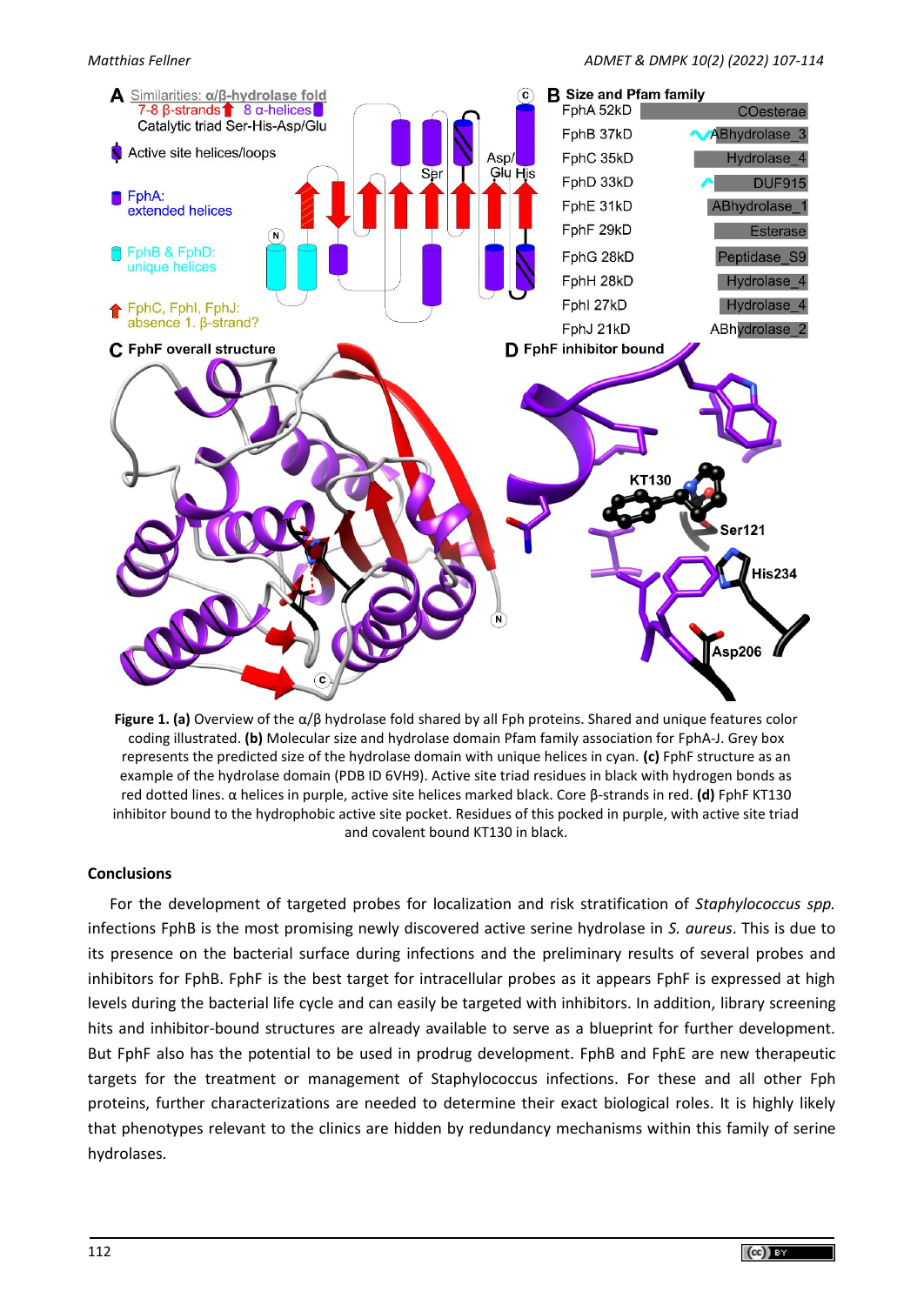**Figure 1. (a)** Overview of the α/β hydrolase fold shared by all Fph proteins. Shared and unique features color coding illustrated. **(b)** Molecular size and hydrolase domain Pfam family association for FphA-J. Grey box represents the predicted size of the hydrolase domain with unique helices in cyan. **(c)** FphF structure as an example of the hydrolase domain (PDB ID 6VH9). Active site triad residues in black with hydrogen bonds as red dotted lines. α helices in purple, active site helices marked black. Core β-strands in red. **(d)** FphF KT130 inhibitor bound to the hydrophobic active site pocket. Residues of this pocked in purple, with active site triad and covalent bound KT130 in black.

## Conclusions

For the development of targeted probes for localization and risk stratification of *Staphylococcus spp.* infections FphB is the most promising newly discovered active serine hydrolase in *S. aureus*. This is due to its presence on the bacterial surface during infections and the preliminary results of several probes and inhibitors for FphB. FphF is the best target for intracellular probes as it appears FphF is expressed at high levels during the bacterial life cycle and can easily be targeted with inhibitors. In addition, library screening hits and inhibitor-bound structures are already available to serve as a blueprint for further development. But FphF also has the potential to be used in prodrug development. FphB and FphE are new therapeutic targets for the treatment or management of Staphylococcus infections. For these and all other Fph proteins, further characterizations are needed to determine their exact biological roles. It is highly likely that phenotypes relevant to the clinics are hidden by redundancy mechanisms within this family of serine hydrolases.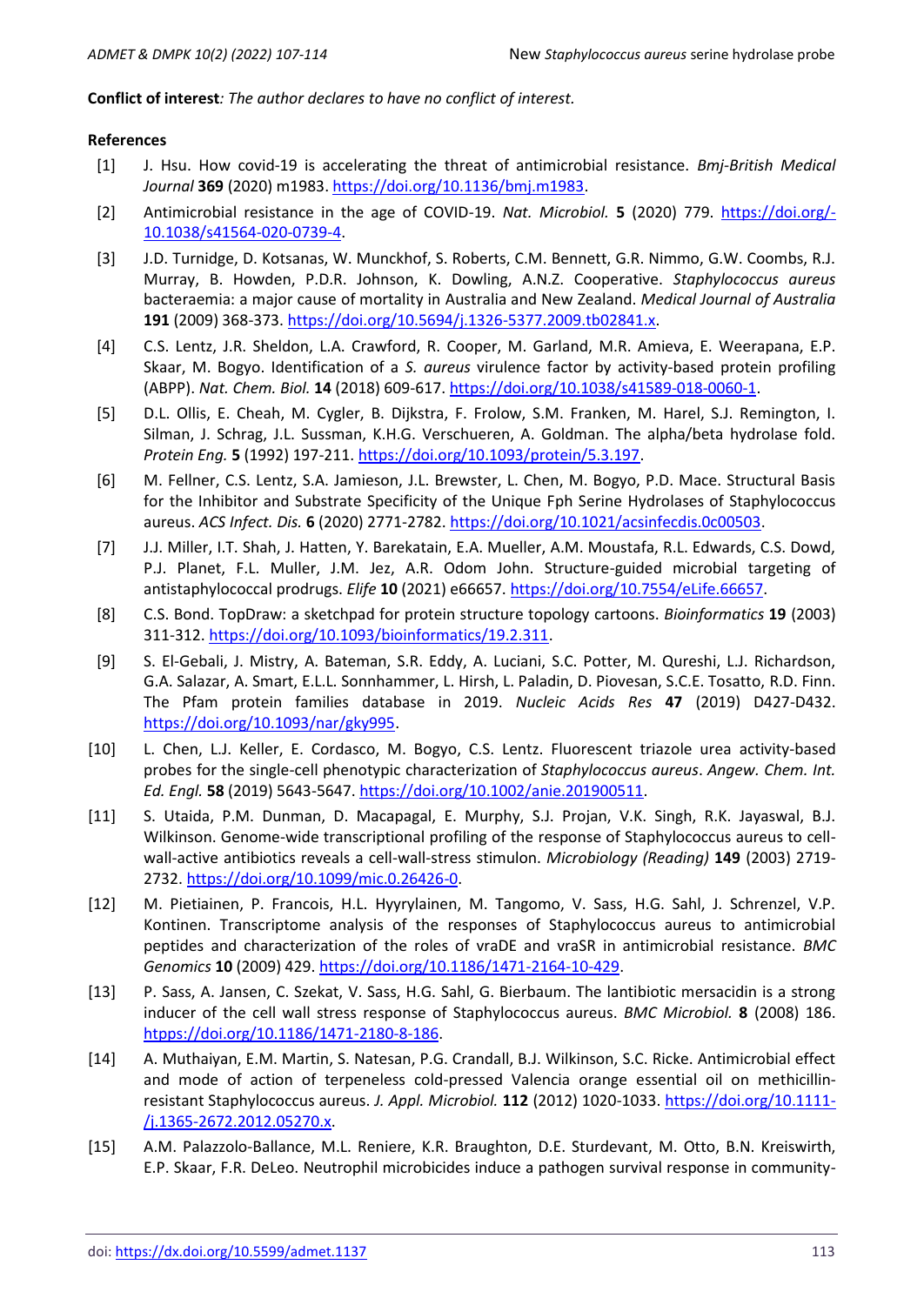**Conflict of interest**: *The author declares to have no conflict of interest.*

**References**

[1] J. Hsu. How covid-19 is accelerating the threat of antimicrobial resistance. *Bmj-British Medical Journal* **369** (2020) m1983. https://doi.org/10.1136/bmj.m1983.

[2] Antimicrobial resistance in the age of COVID-19. *Nat. Microbiol.* **5** (2020) 779. https://doi.org/-10.1038/s41564-020-0739-4.

[3] J.D. Turnidge, D. Kotsanas, W. Munckhof, S. Roberts, C.M. Bennett, G.R. Nimmo, G.W. Coombs, R.J. Murray, B. Howden, P.D.R. Johnson, K. Dowling, A.N.Z. Cooperative. *Staphylococcus aureus* bacteraemia: a major cause of mortality in Australia and New Zealand. *Medical Journal of Australia* **191** (2009) 368-373. https://doi.org/10.5694/j.1326-5377.2009.tb02841.x.

[4] C.S. Lentz, J.R. Sheldon, L.A. Crawford, R. Cooper, M. Garland, M.R. Amieva, E. Weerapana, E.P. Skaar, M. Bogyo. Identification of a *S. aureus* virulence factor by activity-based protein profiling (ABPP). *Nat. Chem. Biol.* **14** (2018) 609-617. https://doi.org/10.1038/s41589-018-0060-1.

[5] D.L. Ollis, E. Cheah, M. Cygler, B. Dijkstra, F. Frolow, S.M. Franken, M. Harel, S.J. Remington, I. Silman, J. Schrag, J.L. Sussman, K.H.G. Verschueren, A. Goldman. The alpha/beta hydrolase fold. *Protein Eng.* **5** (1992) 197-211. https://doi.org/10.1093/protein/5.3.197.

[6] M. Fellner, C.S. Lentz, S.A. Jamieson, J.L. Brewster, L. Chen, M. Bogyo, P.D. Mace. Structural Basis for the Inhibitor and Substrate Specificity of the Unique Fph Serine Hydrolases of Staphylococcus aureus. *ACS Infect. Dis.* **6** (2020) 2771-2782. https://doi.org/10.1021/acsinfecdis.0c00503.

[7] J.J. Miller, I.T. Shah, J. Hatten, Y. Barekatain, E.A. Mueller, A.M. Moustafa, R.L. Edwards, C.S. Dowd, P.J. Planet, F.L. Muller, J.M. Jez, A.R. Odom John. Structure-guided microbial targeting of antistaphylococcal prodrugs. *Elife* **10** (2021) e66657. https://doi.org/10.7554/eLife.66657.

[8] C.S. Bond. TopDraw: a sketchpad for protein structure topology cartoons. *Bioinformatics* **19** (2003) 311-312. https://doi.org/10.1093/bioinformatics/19.2.311.

[9] S. El-Gebali, J. Mistry, A. Bateman, S.R. Eddy, A. Luciani, S.C. Potter, M. Qureshi, L.J. Richardson, G.A. Salazar, A. Smart, E.L.L. Sonnhammer, L. Hirsh, L. Paladin, D. Piovesan, S.C.E. Tosatto, R.D. Finn. The Pfam protein families database in 2019. *Nucleic Acids Res* **47** (2019) D427-D432. https://doi.org/10.1093/nar/gky995.

[10] L. Chen, L.J. Keller, E. Cordasco, M. Bogyo, C.S. Lentz. Fluorescent triazole urea activity-based probes for the single-cell phenotypic characterization of *Staphylococcus aureus*. *Angew. Chem. Int. Ed. Engl.* **58** (2019) 5643-5647. https://doi.org/10.1002/anie.201900511.

[11] S. Utaida, P.M. Dunman, D. Macapagal, E. Murphy, S.J. Projan, V.K. Singh, R.K. Jayaswal, B.J. Wilkinson. Genome-wide transcriptional profiling of the response of Staphylococcus aureus to cell-wall-active antibiotics reveals a cell-wall-stress stimulon. *Microbiology (Reading)* **149** (2003) 2719-2732. https://doi.org/10.1099/mic.0.26426-0.

[12] M. Pietiainen, P. Francois, H.L. Hyyrylainen, M. Tangomo, V. Sass, H.G. Sahl, J. Schrenzel, V.P. Kontinen. Transcriptome analysis of the responses of Staphylococcus aureus to antimicrobial peptides and characterization of the roles of vraDE and vraSR in antimicrobial resistance. *BMC Genomics* **10** (2009) 429. https://doi.org/10.1186/1471-2164-10-429.

[13] P. Sass, A. Jansen, C. Szekat, V. Sass, H.G. Sahl, G. Bierbaum. The lantibiotic mersacidin is a strong inducer of the cell wall stress response of Staphylococcus aureus. *BMC Microbiol.* **8** (2008) 186. htpps://doi.org/10.1186/1471-2180-8-186.

[14] A. Muthaiyan, E.M. Martin, S. Natesan, P.G. Crandall, B.J. Wilkinson, S.C. Ricke. Antimicrobial effect and mode of action of terpeneless cold-pressed Valencia orange essential oil on methicillin-resistant Staphylococcus aureus. *J. Appl. Microbiol.* **112** (2012) 1020-1033. https://doi.org/10.1111-/j.1365-2672.2012.05270.x.

[15] A.M. Palazzolo-Ballance, M.L. Reniere, K.R. Braughton, D.E. Sturdevant, M. Otto, B.N. Kreiswirth, E.P. Skaar, F.R. DeLeo. Neutrophil microbicides induce a pathogen survival response in community-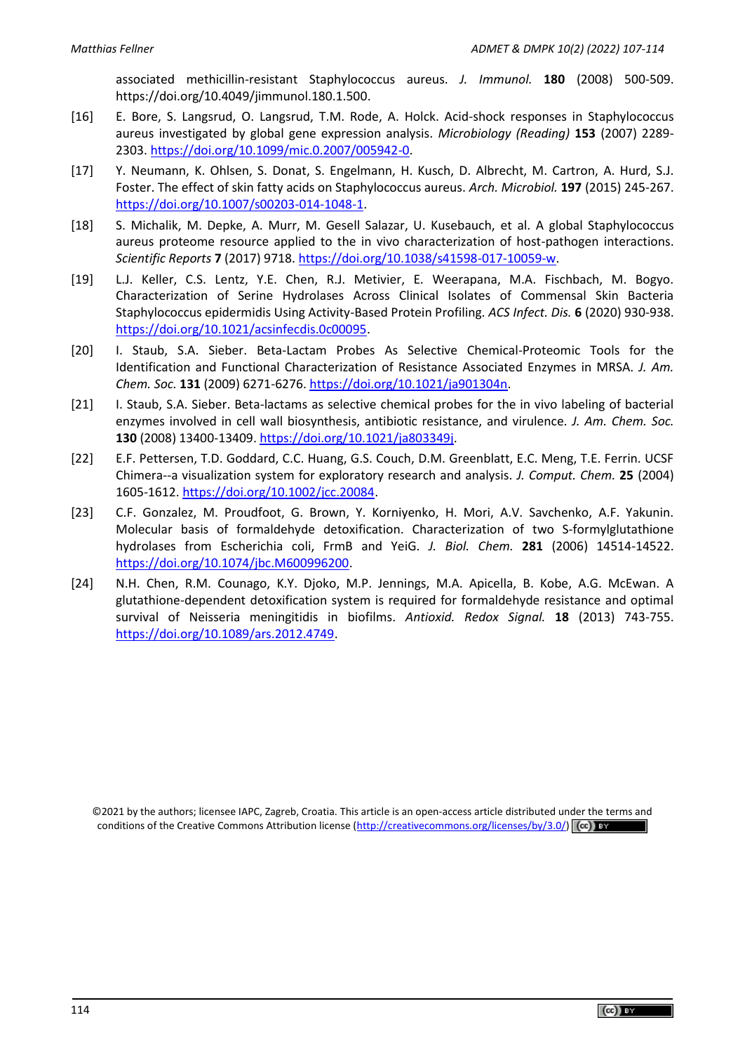associated methicillin-resistant Staphylococcus aureus. *J. Immunol.* **180** (2008) 500-509. https://doi.org/10.4049/jimmunol.180.1.500.

[16] E. Bore, S. Langsrud, O. Langsrud, T.M. Rode, A. Holck. Acid-shock responses in Staphylococcus aureus investigated by global gene expression analysis. *Microbiology (Reading)* **153** (2007) 2289-2303. https://doi.org/10.1099/mic.0.2007/005942-0.

[17] Y. Neumann, K. Ohlsen, S. Donat, S. Engelmann, H. Kusch, D. Albrecht, M. Cartron, A. Hurd, S.J. Foster. The effect of skin fatty acids on Staphylococcus aureus. *Arch. Microbiol.* **197** (2015) 245-267. https://doi.org/10.1007/s00203-014-1048-1.

[18] S. Michalik, M. Depke, A. Murr, M. Gesell Salazar, U. Kusebauch, et al. A global Staphylococcus aureus proteome resource applied to the in vivo characterization of host-pathogen interactions. *Scientific Reports* **7** (2017) 9718. https://doi.org/10.1038/s41598-017-10059-w.

[19] L.J. Keller, C.S. Lentz, Y.E. Chen, R.J. Metivier, E. Weerapana, M.A. Fischbach, M. Bogyo. Characterization of Serine Hydrolases Across Clinical Isolates of Commensal Skin Bacteria Staphylococcus epidermidis Using Activity-Based Protein Profiling. *ACS Infect. Dis.* **6** (2020) 930-938. https://doi.org/10.1021/acsinfecdis.0c00095.

[20] I. Staub, S.A. Sieber. Beta-Lactam Probes As Selective Chemical-Proteomic Tools for the Identification and Functional Characterization of Resistance Associated Enzymes in MRSA. *J. Am. Chem. Soc.* **131** (2009) 6271-6276. https://doi.org/10.1021/ja901304n.

[21] I. Staub, S.A. Sieber. Beta-lactams as selective chemical probes for the in vivo labeling of bacterial enzymes involved in cell wall biosynthesis, antibiotic resistance, and virulence. *J. Am. Chem. Soc.* **130** (2008) 13400-13409. https://doi.org/10.1021/ja803349j.

[22] E.F. Pettersen, T.D. Goddard, C.C. Huang, G.S. Couch, D.M. Greenblatt, E.C. Meng, T.E. Ferrin. UCSF Chimera--a visualization system for exploratory research and analysis. *J. Comput. Chem.* **25** (2004) 1605-1612. https://doi.org/10.1002/jcc.20084.

[23] C.F. Gonzalez, M. Proudfoot, G. Brown, Y. Korniyenko, H. Mori, A.V. Savchenko, A.F. Yakunin. Molecular basis of formaldehyde detoxification. Characterization of two S-formylglutathione hydrolases from Escherichia coli, FrmB and YeiG. *J. Biol. Chem.* **281** (2006) 14514-14522. https://doi.org/10.1074/jbc.M600996200.

[24] N.H. Chen, R.M. Counago, K.Y. Djoko, M.P. Jennings, M.A. Apicella, B. Kobe, A.G. McEwan. A glutathione-dependent detoxification system is required for formaldehyde resistance and optimal survival of Neisseria meningitidis in biofilms. *Antioxid. Redox Signal.* **18** (2013) 743-755. https://doi.org/10.1089/ars.2012.4749.

©2021 by the authors; licensee IAPC, Zagreb, Croatia. This article is an open-access article distributed under the terms and conditions of the Creative Commons Attribution license (http://creativecommons.org/licenses/by/3.0/)